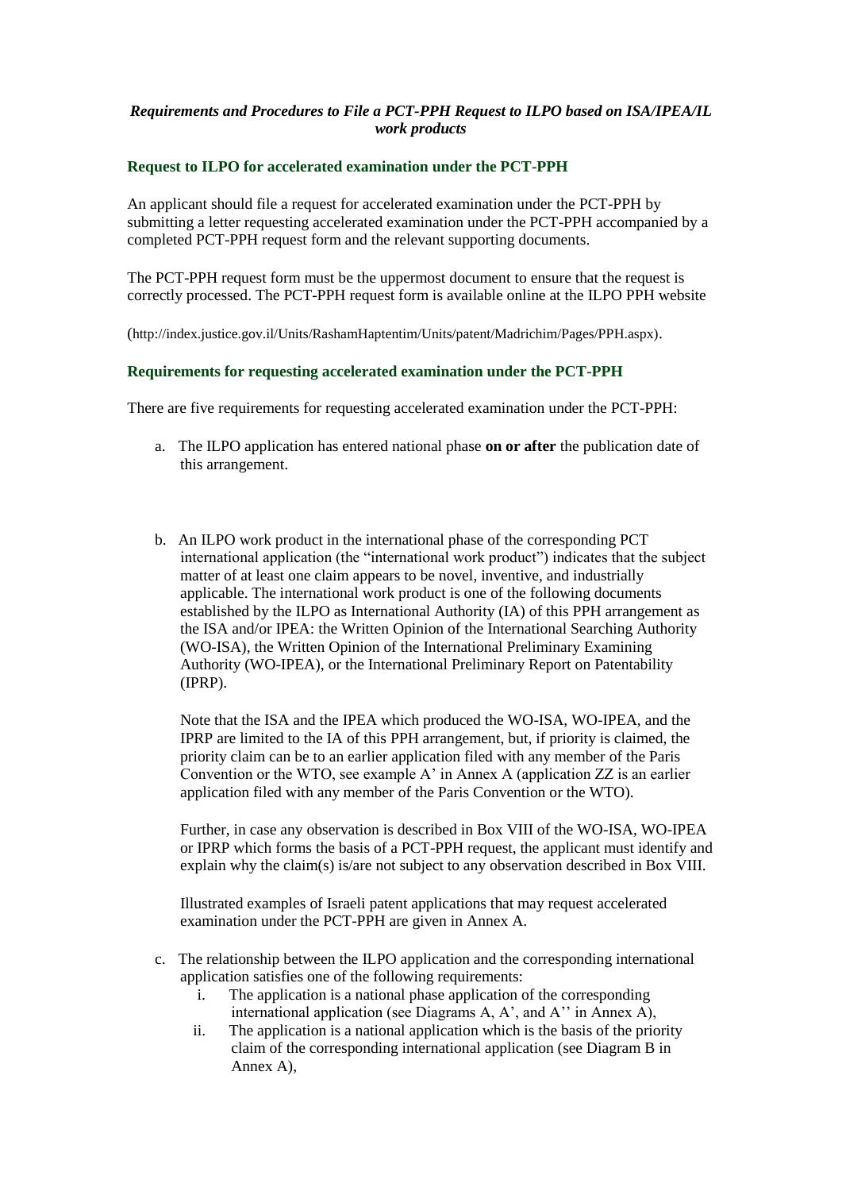***Requirements and Procedures to File a PCT-PPH Request to ILPO based on ISA/IPEA/IL work products***

## Request to ILPO for accelerated examination under the PCT-PPH

An applicant should file a request for accelerated examination under the PCT-PPH by submitting a letter requesting accelerated examination under the PCT-PPH accompanied by a completed PCT-PPH request form and the relevant supporting documents.

The PCT-PPH request form must be the uppermost document to ensure that the request is correctly processed. The PCT-PPH request form is available online at the ILPO PPH website

(http://index.justice.gov.il/Units/RashamHaptentim/Units/patent/Madrichim/Pages/PPH.aspx).

## Requirements for requesting accelerated examination under the PCT-PPH

There are five requirements for requesting accelerated examination under the PCT-PPH:

a. The ILPO application has entered national phase **on or after** the publication date of this arrangement.

b. An ILPO work product in the international phase of the corresponding PCT international application (the "international work product") indicates that the subject matter of at least one claim appears to be novel, inventive, and industrially applicable. The international work product is one of the following documents established by the ILPO as International Authority (IA) of this PPH arrangement as the ISA and/or IPEA: the Written Opinion of the International Searching Authority (WO-ISA), the Written Opinion of the International Preliminary Examining Authority (WO-IPEA), or the International Preliminary Report on Patentability (IPRP).

   Note that the ISA and the IPEA which produced the WO-ISA, WO-IPEA, and the IPRP are limited to the IA of this PPH arrangement, but, if priority is claimed, the priority claim can be to an earlier application filed with any member of the Paris Convention or the WTO, see example A' in Annex A (application ZZ is an earlier application filed with any member of the Paris Convention or the WTO).

   Further, in case any observation is described in Box VIII of the WO-ISA, WO-IPEA or IPRP which forms the basis of a PCT-PPH request, the applicant must identify and explain why the claim(s) is/are not subject to any observation described in Box VIII.

   Illustrated examples of Israeli patent applications that may request accelerated examination under the PCT-PPH are given in Annex A.

c. The relationship between the ILPO application and the corresponding international application satisfies one of the following requirements:
   i. The application is a national phase application of the corresponding international application (see Diagrams A, A', and A'' in Annex A),
   ii. The application is a national application which is the basis of the priority claim of the corresponding international application (see Diagram B in Annex A),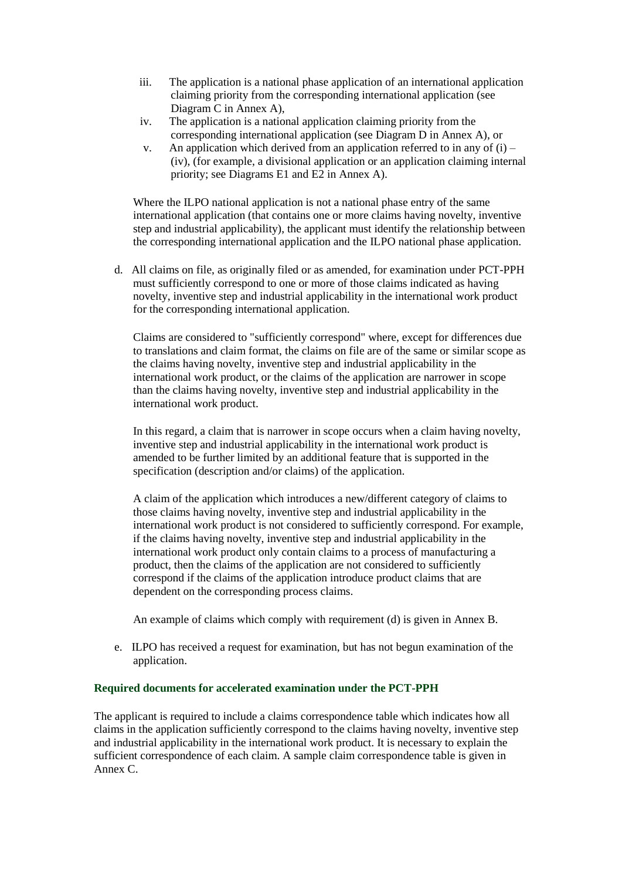iii. The application is a national phase application of an international application claiming priority from the corresponding international application (see Diagram C in Annex A),

iv. The application is a national application claiming priority from the corresponding international application (see Diagram D in Annex A), or

v. An application which derived from an application referred to in any of (i) – (iv), (for example, a divisional application or an application claiming internal priority; see Diagrams E1 and E2 in Annex A).

Where the ILPO national application is not a national phase entry of the same international application (that contains one or more claims having novelty, inventive step and industrial applicability), the applicant must identify the relationship between the corresponding international application and the ILPO national phase application.

d. All claims on file, as originally filed or as amended, for examination under PCT-PPH must sufficiently correspond to one or more of those claims indicated as having novelty, inventive step and industrial applicability in the international work product for the corresponding international application.

Claims are considered to "sufficiently correspond" where, except for differences due to translations and claim format, the claims on file are of the same or similar scope as the claims having novelty, inventive step and industrial applicability in the international work product, or the claims of the application are narrower in scope than the claims having novelty, inventive step and industrial applicability in the international work product.

In this regard, a claim that is narrower in scope occurs when a claim having novelty, inventive step and industrial applicability in the international work product is amended to be further limited by an additional feature that is supported in the specification (description and/or claims) of the application.

A claim of the application which introduces a new/different category of claims to those claims having novelty, inventive step and industrial applicability in the international work product is not considered to sufficiently correspond. For example, if the claims having novelty, inventive step and industrial applicability in the international work product only contain claims to a process of manufacturing a product, then the claims of the application are not considered to sufficiently correspond if the claims of the application introduce product claims that are dependent on the corresponding process claims.

An example of claims which comply with requirement (d) is given in Annex B.

e. ILPO has received a request for examination, but has not begun examination of the application.

### Required documents for accelerated examination under the PCT-PPH

The applicant is required to include a claims correspondence table which indicates how all claims in the application sufficiently correspond to the claims having novelty, inventive step and industrial applicability in the international work product. It is necessary to explain the sufficient correspondence of each claim. A sample claim correspondence table is given in Annex C.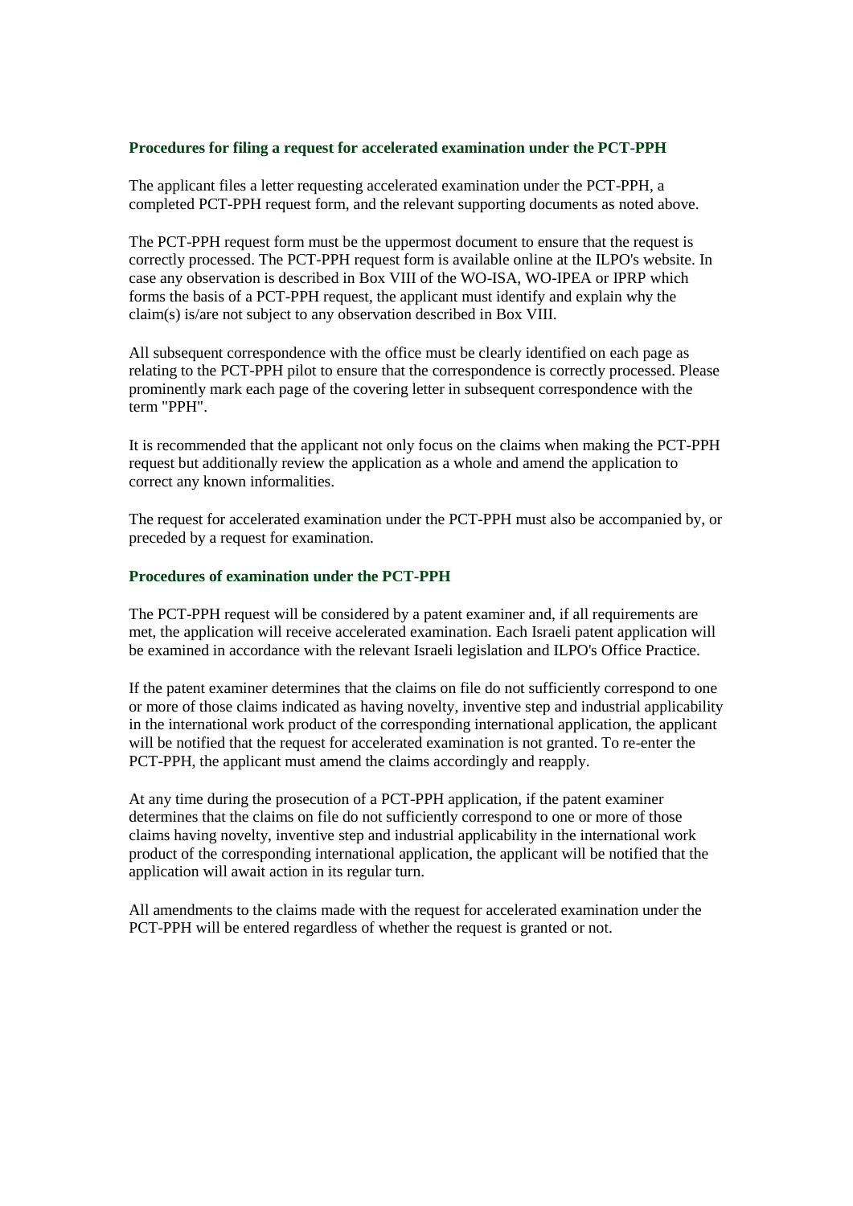## Procedures for filing a request for accelerated examination under the PCT-PPH

The applicant files a letter requesting accelerated examination under the PCT-PPH, a completed PCT-PPH request form, and the relevant supporting documents as noted above.

The PCT-PPH request form must be the uppermost document to ensure that the request is correctly processed. The PCT-PPH request form is available online at the ILPO's website. In case any observation is described in Box VIII of the WO-ISA, WO-IPEA or IPRP which forms the basis of a PCT-PPH request, the applicant must identify and explain why the claim(s) is/are not subject to any observation described in Box VIII.

All subsequent correspondence with the office must be clearly identified on each page as relating to the PCT-PPH pilot to ensure that the correspondence is correctly processed. Please prominently mark each page of the covering letter in subsequent correspondence with the term "PPH".

It is recommended that the applicant not only focus on the claims when making the PCT-PPH request but additionally review the application as a whole and amend the application to correct any known informalities.

The request for accelerated examination under the PCT-PPH must also be accompanied by, or preceded by a request for examination.

## Procedures of examination under the PCT-PPH

The PCT-PPH request will be considered by a patent examiner and, if all requirements are met, the application will receive accelerated examination. Each Israeli patent application will be examined in accordance with the relevant Israeli legislation and ILPO's Office Practice.

If the patent examiner determines that the claims on file do not sufficiently correspond to one or more of those claims indicated as having novelty, inventive step and industrial applicability in the international work product of the corresponding international application, the applicant will be notified that the request for accelerated examination is not granted. To re-enter the PCT-PPH, the applicant must amend the claims accordingly and reapply.

At any time during the prosecution of a PCT-PPH application, if the patent examiner determines that the claims on file do not sufficiently correspond to one or more of those claims having novelty, inventive step and industrial applicability in the international work product of the corresponding international application, the applicant will be notified that the application will await action in its regular turn.

All amendments to the claims made with the request for accelerated examination under the PCT-PPH will be entered regardless of whether the request is granted or not.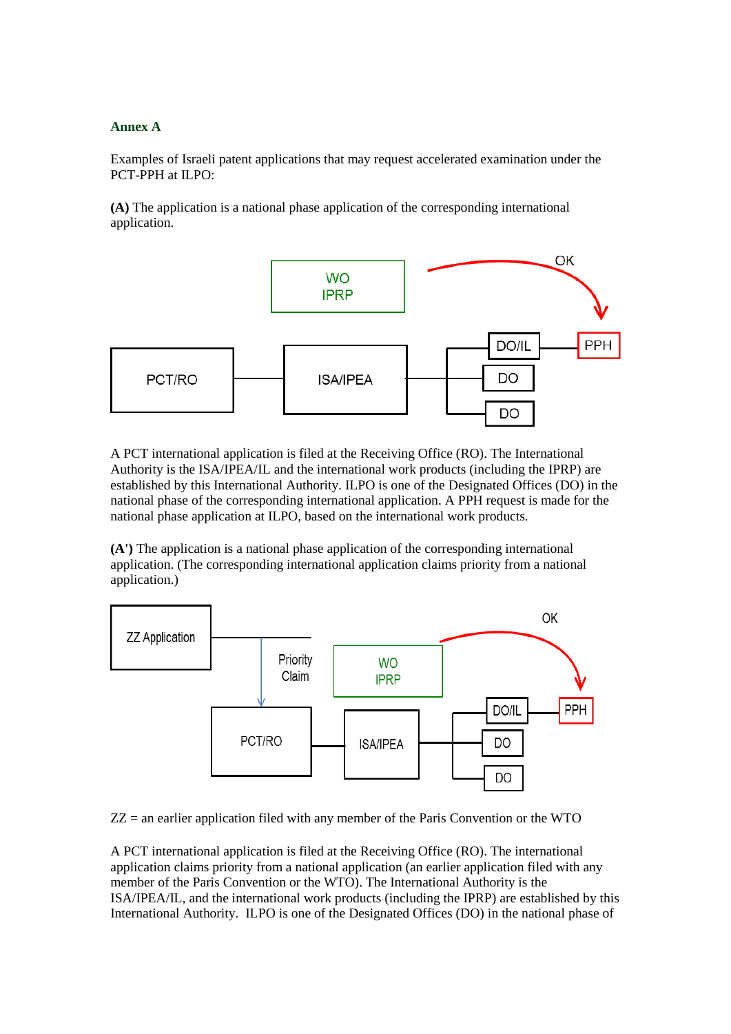### Annex A

Examples of Israeli patent applications that may request accelerated examination under the PCT-PPH at ILPO:

**(A)** The application is a national phase application of the corresponding international application.

A PCT international application is filed at the Receiving Office (RO). The International Authority is the ISA/IPEA/IL and the international work products (including the IPRP) are established by this International Authority. ILPO is one of the Designated Offices (DO) in the national phase of the corresponding international application. A PPH request is made for the national phase application at ILPO, based on the international work products.

**(A')** The application is a national phase application of the corresponding international application. (The corresponding international application claims priority from a national application.)

ZZ = an earlier application filed with any member of the Paris Convention or the WTO

A PCT international application is filed at the Receiving Office (RO). The international application claims priority from a national application (an earlier application filed with any member of the Paris Convention or the WTO). The International Authority is the ISA/IPEA/IL, and the international work products (including the IPRP) are established by this International Authority. ILPO is one of the Designated Offices (DO) in the national phase of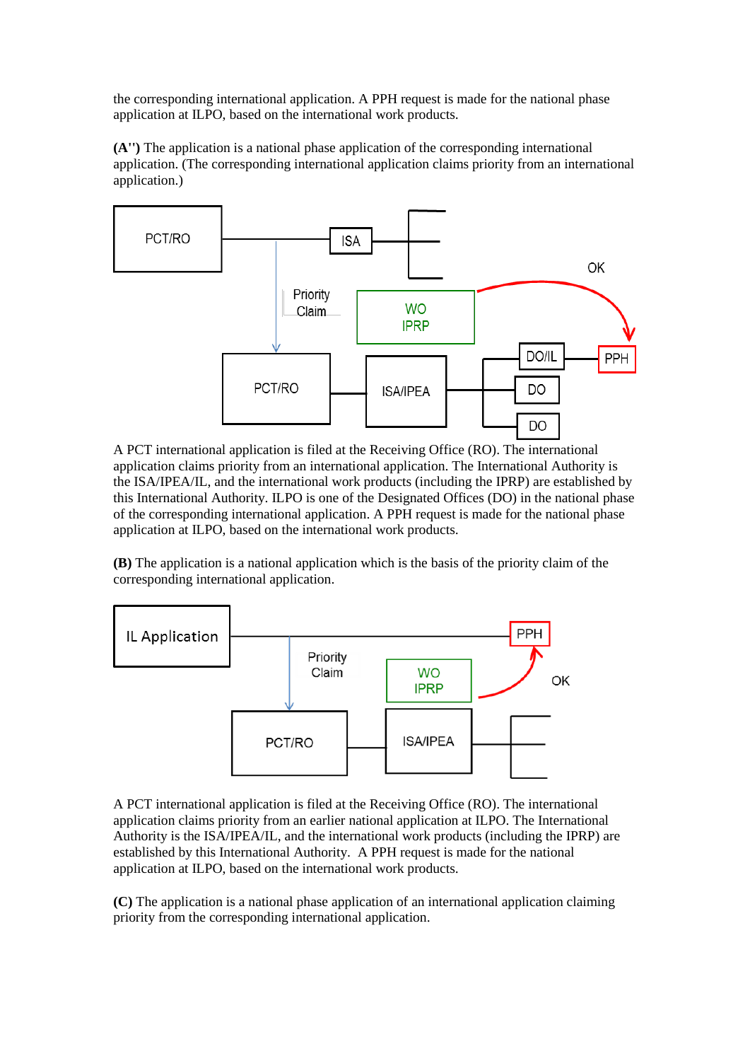the corresponding international application. A PPH request is made for the national phase application at ILPO, based on the international work products.

**(A'')** The application is a national phase application of the corresponding international application. (The corresponding international application claims priority from an international application.)

A PCT international application is filed at the Receiving Office (RO). The international application claims priority from an international application. The International Authority is the ISA/IPEA/IL, and the international work products (including the IPRP) are established by this International Authority. ILPO is one of the Designated Offices (DO) in the national phase of the corresponding international application. A PPH request is made for the national phase application at ILPO, based on the international work products.

**(B)** The application is a national application which is the basis of the priority claim of the corresponding international application.

A PCT international application is filed at the Receiving Office (RO). The international application claims priority from an earlier national application at ILPO. The International Authority is the ISA/IPEA/IL, and the international work products (including the IPRP) are established by this International Authority. A PPH request is made for the national application at ILPO, based on the international work products.

**(C)** The application is a national phase application of an international application claiming priority from the corresponding international application.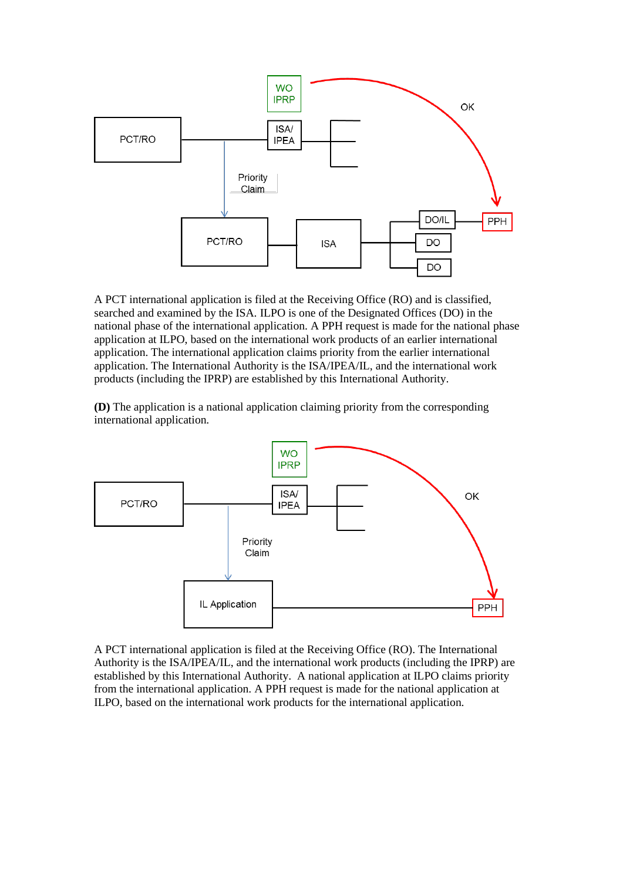A PCT international application is filed at the Receiving Office (RO) and is classified, searched and examined by the ISA. ILPO is one of the Designated Offices (DO) in the national phase of the international application. A PPH request is made for the national phase application at ILPO, based on the international work products of an earlier international application. The international application claims priority from the earlier international application. The International Authority is the ISA/IPEA/IL, and the international work products (including the IPRP) are established by this International Authority.

**(D)** The application is a national application claiming priority from the corresponding international application.

A PCT international application is filed at the Receiving Office (RO). The International Authority is the ISA/IPEA/IL, and the international work products (including the IPRP) are established by this International Authority. A national application at ILPO claims priority from the international application. A PPH request is made for the national application at ILPO, based on the international work products for the international application.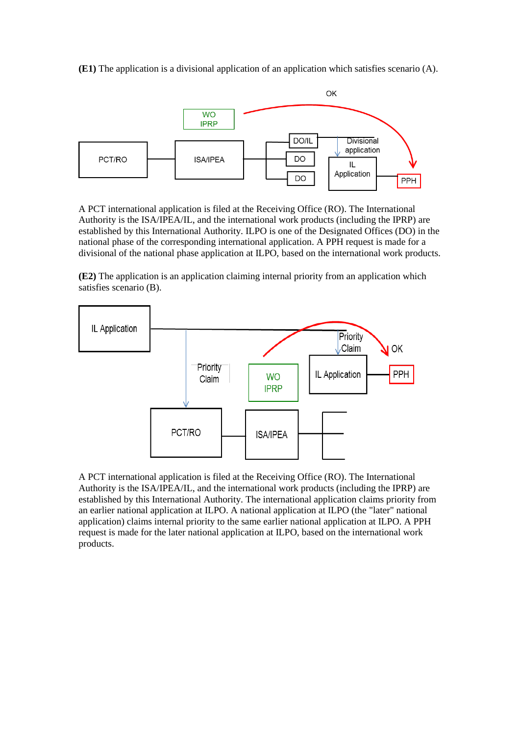**(E1)** The application is a divisional application of an application which satisfies scenario (A).

A PCT international application is filed at the Receiving Office (RO). The International Authority is the ISA/IPEA/IL, and the international work products (including the IPRP) are established by this International Authority. ILPO is one of the Designated Offices (DO) in the national phase of the corresponding international application. A PPH request is made for a divisional of the national phase application at ILPO, based on the international work products.

**(E2)** The application is an application claiming internal priority from an application which satisfies scenario (B).

A PCT international application is filed at the Receiving Office (RO). The International Authority is the ISA/IPEA/IL, and the international work products (including the IPRP) are established by this International Authority. The international application claims priority from an earlier national application at ILPO. A national application at ILPO (the "later" national application) claims internal priority to the same earlier national application at ILPO. A PPH request is made for the later national application at ILPO, based on the international work products.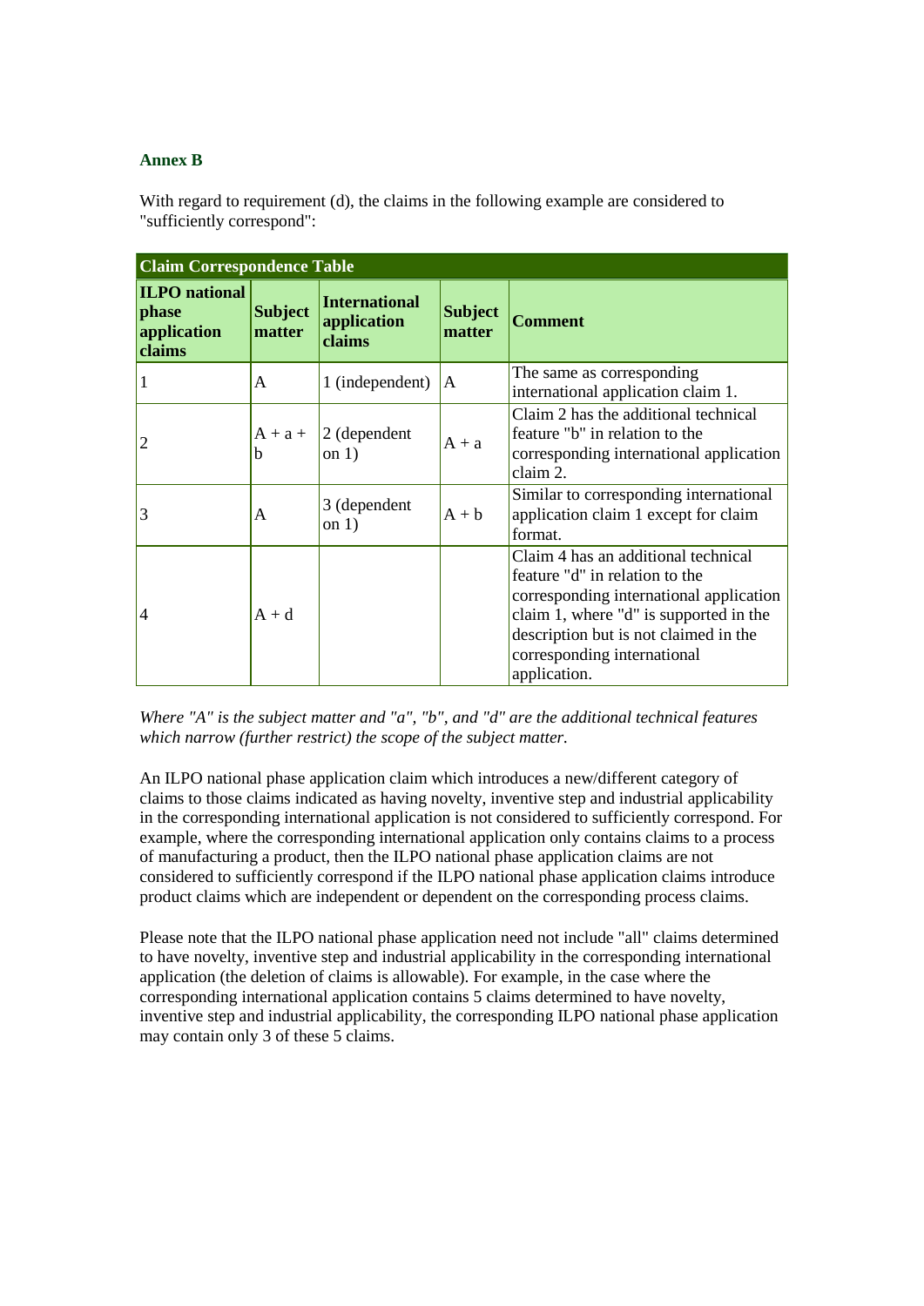### Annex B

With regard to requirement (d), the claims in the following example are considered to "sufficiently correspond":

| Claim Correspondence Table | | | | |
|---|---|---|---|---|
| **ILPO national phase application claims** | **Subject matter** | **International application claims** | **Subject matter** | **Comment** |
| 1 | A | 1 (independent) | A | The same as corresponding international application claim 1. |
| 2 | A + a + b | 2 (dependent on 1) | A + a | Claim 2 has the additional technical feature "b" in relation to the corresponding international application claim 2. |
| 3 | A | 3 (dependent on 1) | A + b | Similar to corresponding international application claim 1 except for claim format. |
| 4 | A + d | | | Claim 4 has an additional technical feature "d" in relation to the corresponding international application claim 1, where "d" is supported in the description but is not claimed in the corresponding international application. |

*Where "A" is the subject matter and "a", "b", and "d" are the additional technical features which narrow (further restrict) the scope of the subject matter.*

An ILPO national phase application claim which introduces a new/different category of claims to those claims indicated as having novelty, inventive step and industrial applicability in the corresponding international application is not considered to sufficiently correspond. For example, where the corresponding international application only contains claims to a process of manufacturing a product, then the ILPO national phase application claims are not considered to sufficiently correspond if the ILPO national phase application claims introduce product claims which are independent or dependent on the corresponding process claims.

Please note that the ILPO national phase application need not include "all" claims determined to have novelty, inventive step and industrial applicability in the corresponding international application (the deletion of claims is allowable). For example, in the case where the corresponding international application contains 5 claims determined to have novelty, inventive step and industrial applicability, the corresponding ILPO national phase application may contain only 3 of these 5 claims.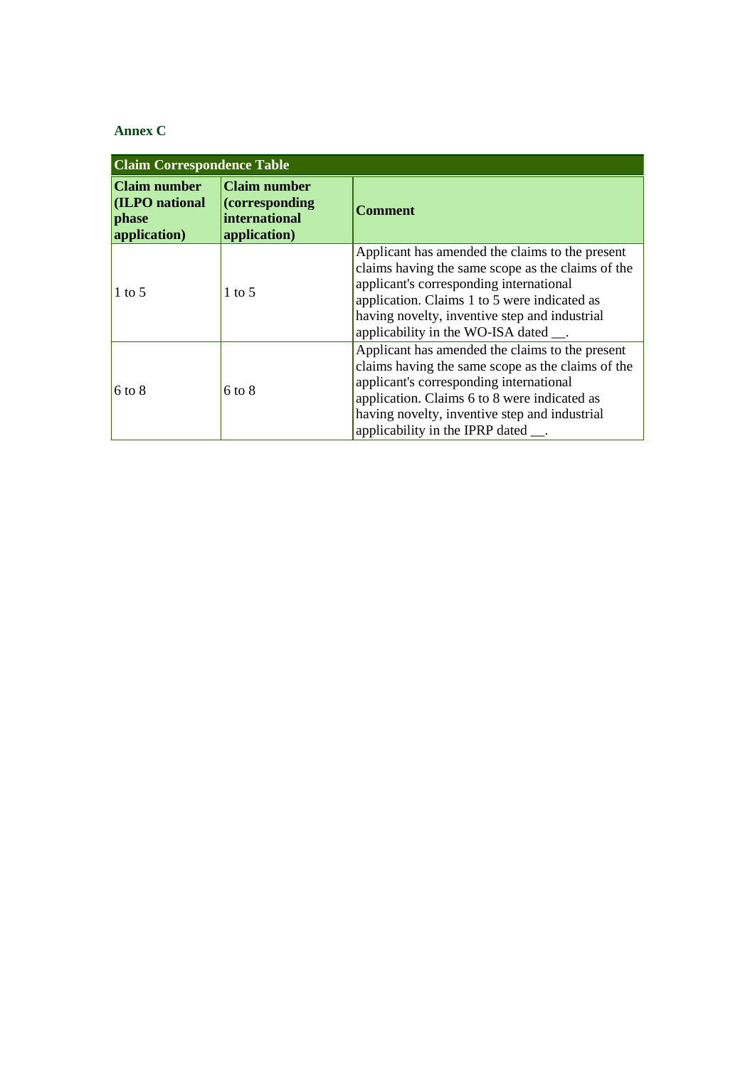**Annex C**

| Claim Correspondence Table | | |
|---|---|---|
| **Claim number (ILPO national phase application)** | **Claim number (corresponding international application)** | **Comment** |
| 1 to 5 | 1 to 5 | Applicant has amended the claims to the present claims having the same scope as the claims of the applicant's corresponding international application. Claims 1 to 5 were indicated as having novelty, inventive step and industrial applicability in the WO-ISA dated __. |
| 6 to 8 | 6 to 8 | Applicant has amended the claims to the present claims having the same scope as the claims of the applicant's corresponding international application. Claims 6 to 8 were indicated as having novelty, inventive step and industrial applicability in the IPRP dated __. |